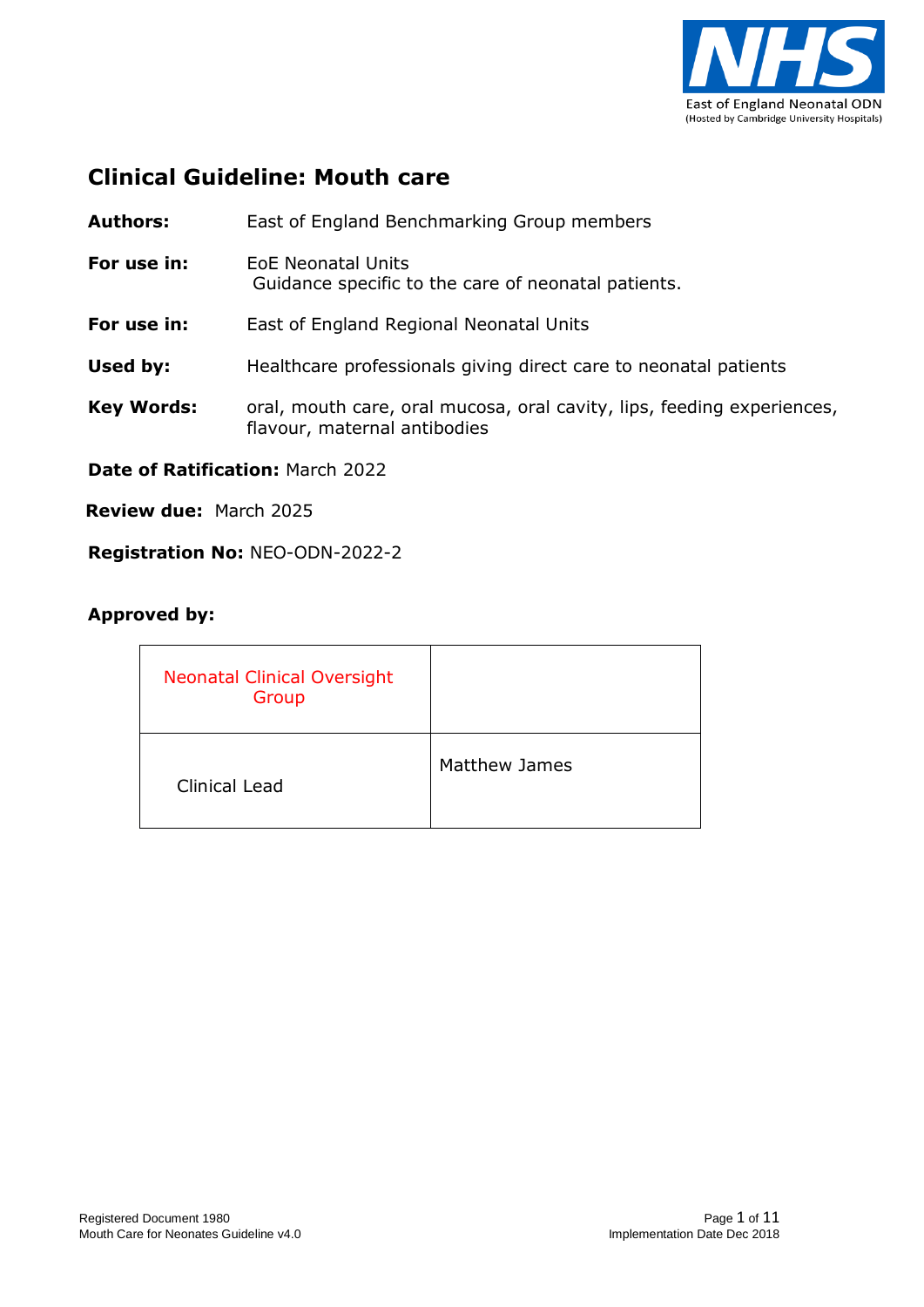# Clinical Guideline: Mouth care

**Authors:** East of England Benchmarking Group members

**For use in:** EoE Neonatal Units
Guidance specific to the care of neonatal patients.

**For use in:** East of England Regional Neonatal Units

**Used by:** Healthcare professionals giving direct care to neonatal patients

**Key Words:** oral, mouth care, oral mucosa, oral cavity, lips, feeding experiences, flavour, maternal antibodies

**Date of Ratification:** March 2022

**Review due:** March 2025

**Registration No:** NEO-ODN-2022-2

**Approved by:**

| Neonatal Clinical Oversight Group | |
|---|---|
| Clinical Lead | Matthew James |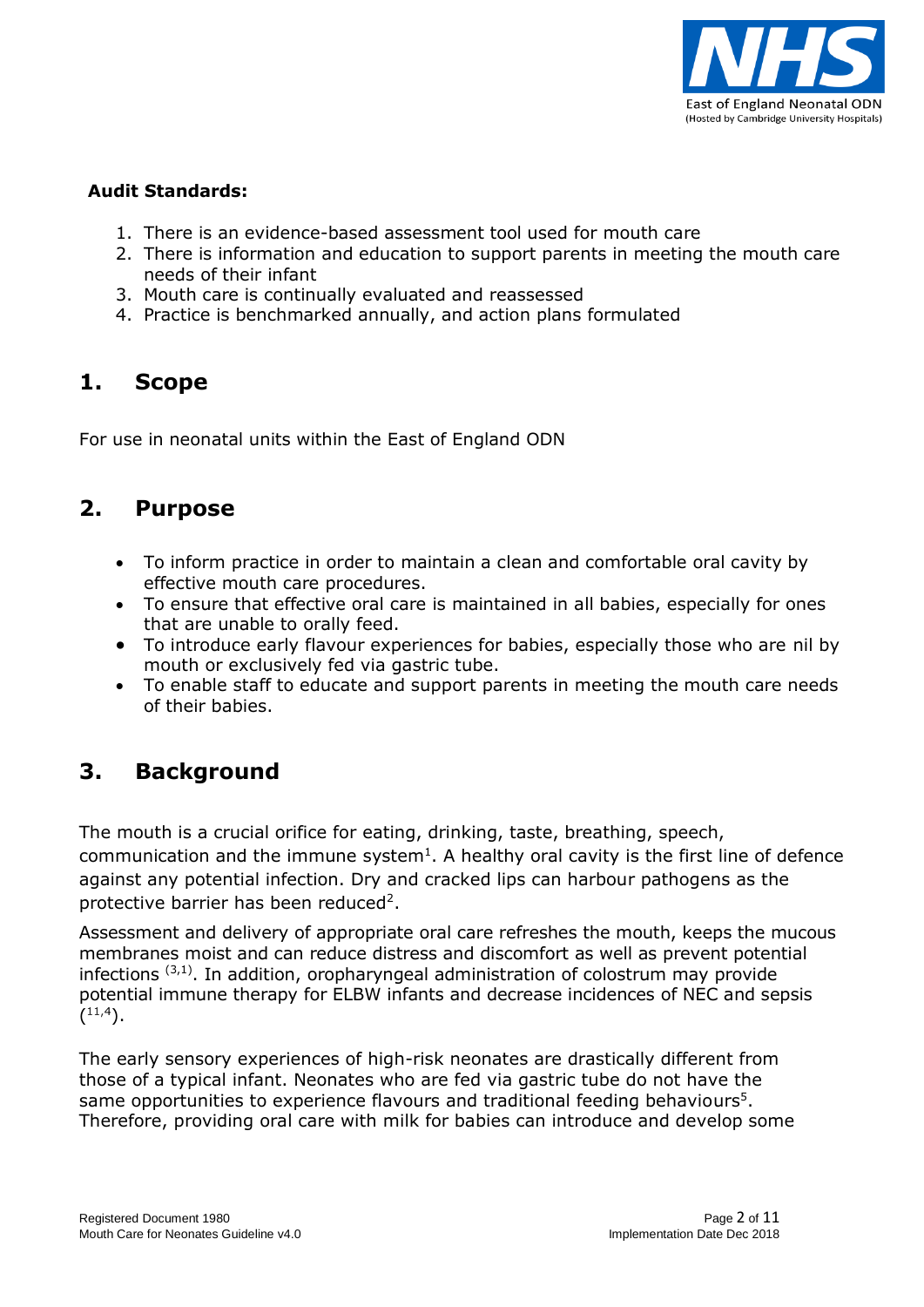**Audit Standards:**

1. There is an evidence-based assessment tool used for mouth care
2. There is information and education to support parents in meeting the mouth care needs of their infant
3. Mouth care is continually evaluated and reassessed
4. Practice is benchmarked annually, and action plans formulated

## 1. Scope

For use in neonatal units within the East of England ODN

## 2. Purpose

- To inform practice in order to maintain a clean and comfortable oral cavity by effective mouth care procedures.
- To ensure that effective oral care is maintained in all babies, especially for ones that are unable to orally feed.
- To introduce early flavour experiences for babies, especially those who are nil by mouth or exclusively fed via gastric tube.
- To enable staff to educate and support parents in meeting the mouth care needs of their babies.

## 3. Background

The mouth is a crucial orifice for eating, drinking, taste, breathing, speech, communication and the immune system[1]. A healthy oral cavity is the first line of defence against any potential infection. Dry and cracked lips can harbour pathogens as the protective barrier has been reduced[2].

Assessment and delivery of appropriate oral care refreshes the mouth, keeps the mucous membranes moist and can reduce distress and discomfort as well as prevent potential infections [3,1]. In addition, oropharyngeal administration of colostrum may provide potential immune therapy for ELBW infants and decrease incidences of NEC and sepsis ([11,4]).

The early sensory experiences of high-risk neonates are drastically different from those of a typical infant. Neonates who are fed via gastric tube do not have the same opportunities to experience flavours and traditional feeding behaviours[5]. Therefore, providing oral care with milk for babies can introduce and develop some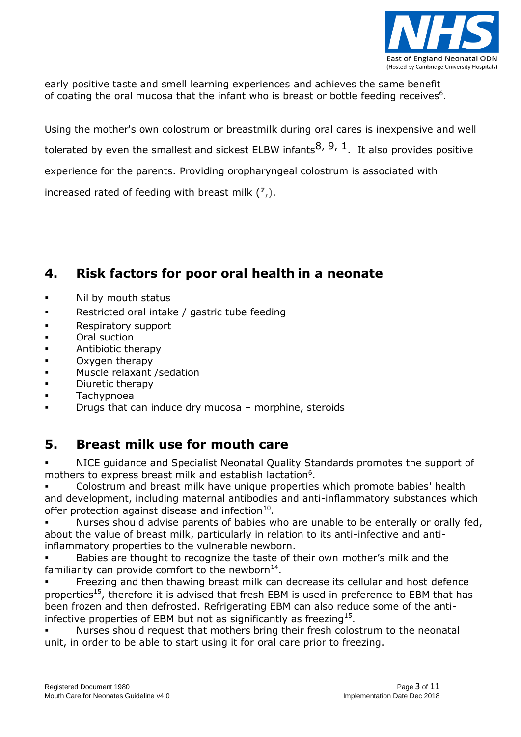early positive taste and smell learning experiences and achieves the same benefit of coating the oral mucosa that the infant who is breast or bottle feeding receives[6].

Using the mother's own colostrum or breastmilk during oral cares is inexpensive and well tolerated by even the smallest and sickest ELBW infants[8, 9, 1]. It also provides positive experience for the parents. Providing oropharyngeal colostrum is associated with increased rated of feeding with breast milk ([7],).

## 4. Risk factors for poor oral health in a neonate

- Nil by mouth status
- Restricted oral intake / gastric tube feeding
- Respiratory support
- Oral suction
- Antibiotic therapy
- Oxygen therapy
- Muscle relaxant /sedation
- Diuretic therapy
- Tachypnoea
- Drugs that can induce dry mucosa – morphine, steroids

## 5. Breast milk use for mouth care

- NICE guidance and Specialist Neonatal Quality Standards promotes the support of mothers to express breast milk and establish lactation[6].
- Colostrum and breast milk have unique properties which promote babies' health and development, including maternal antibodies and anti-inflammatory substances which offer protection against disease and infection[10].
- Nurses should advise parents of babies who are unable to be enterally or orally fed, about the value of breast milk, particularly in relation to its anti-infective and anti-inflammatory properties to the vulnerable newborn.
- Babies are thought to recognize the taste of their own mother's milk and the familiarity can provide comfort to the newborn[14].
- Freezing and then thawing breast milk can decrease its cellular and host defence properties[15], therefore it is advised that fresh EBM is used in preference to EBM that has been frozen and then defrosted. Refrigerating EBM can also reduce some of the anti-infective properties of EBM but not as significantly as freezing[15].
- Nurses should request that mothers bring their fresh colostrum to the neonatal unit, in order to be able to start using it for oral care prior to freezing.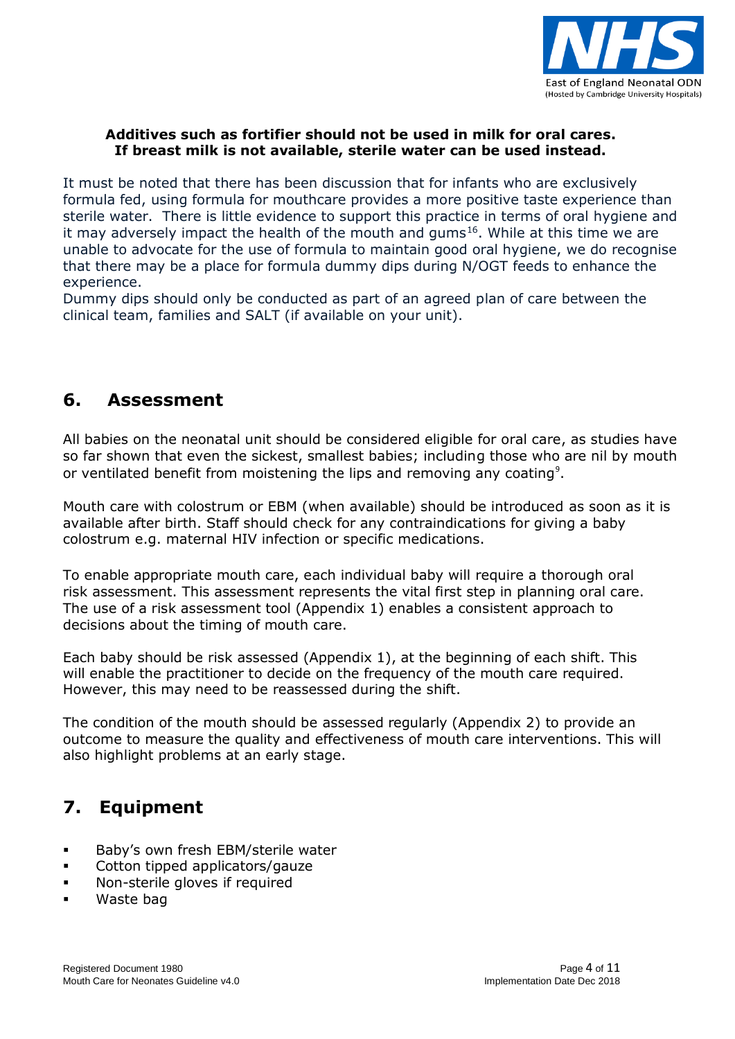**Additives such as fortifier should not be used in milk for oral cares.**
**If breast milk is not available, sterile water can be used instead.**

It must be noted that there has been discussion that for infants who are exclusively formula fed, using formula for mouthcare provides a more positive taste experience than sterile water. There is little evidence to support this practice in terms of oral hygiene and it may adversely impact the health of the mouth and gums[16]. While at this time we are unable to advocate for the use of formula to maintain good oral hygiene, we do recognise that there may be a place for formula dummy dips during N/OGT feeds to enhance the experience.
Dummy dips should only be conducted as part of an agreed plan of care between the clinical team, families and SALT (if available on your unit).

## 6. Assessment

All babies on the neonatal unit should be considered eligible for oral care, as studies have so far shown that even the sickest, smallest babies; including those who are nil by mouth or ventilated benefit from moistening the lips and removing any coating[9].

Mouth care with colostrum or EBM (when available) should be introduced as soon as it is available after birth. Staff should check for any contraindications for giving a baby colostrum e.g. maternal HIV infection or specific medications.

To enable appropriate mouth care, each individual baby will require a thorough oral risk assessment. This assessment represents the vital first step in planning oral care. The use of a risk assessment tool (Appendix 1) enables a consistent approach to decisions about the timing of mouth care.

Each baby should be risk assessed (Appendix 1), at the beginning of each shift. This will enable the practitioner to decide on the frequency of the mouth care required. However, this may need to be reassessed during the shift.

The condition of the mouth should be assessed regularly (Appendix 2) to provide an outcome to measure the quality and effectiveness of mouth care interventions. This will also highlight problems at an early stage.

## 7. Equipment

- Baby's own fresh EBM/sterile water
- Cotton tipped applicators/gauze
- Non-sterile gloves if required
- Waste bag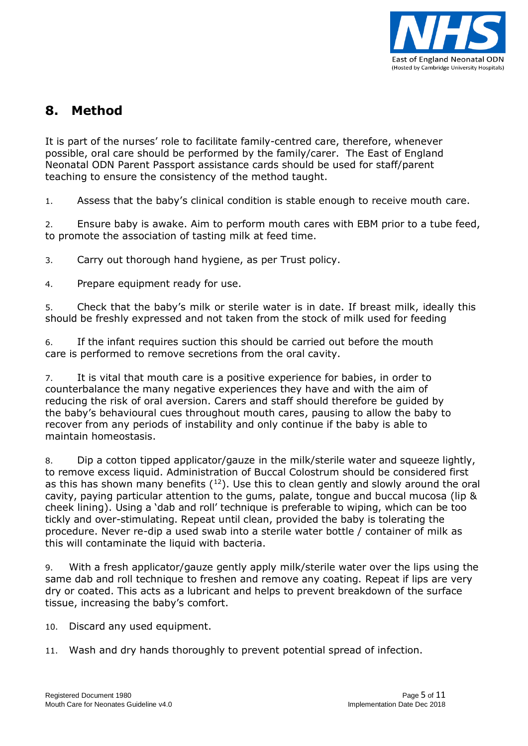## 8. Method

It is part of the nurses' role to facilitate family-centred care, therefore, whenever possible, oral care should be performed by the family/carer. The East of England Neonatal ODN Parent Passport assistance cards should be used for staff/parent teaching to ensure the consistency of the method taught.

1. Assess that the baby's clinical condition is stable enough to receive mouth care.

2. Ensure baby is awake. Aim to perform mouth cares with EBM prior to a tube feed, to promote the association of tasting milk at feed time.

3. Carry out thorough hand hygiene, as per Trust policy.

4. Prepare equipment ready for use.

5. Check that the baby's milk or sterile water is in date. If breast milk, ideally this should be freshly expressed and not taken from the stock of milk used for feeding

6. If the infant requires suction this should be carried out before the mouth care is performed to remove secretions from the oral cavity.

7. It is vital that mouth care is a positive experience for babies, in order to counterbalance the many negative experiences they have and with the aim of reducing the risk of oral aversion. Carers and staff should therefore be guided by the baby's behavioural cues throughout mouth cares, pausing to allow the baby to recover from any periods of instability and only continue if the baby is able to maintain homeostasis.

8. Dip a cotton tipped applicator/gauze in the milk/sterile water and squeeze lightly, to remove excess liquid. Administration of Buccal Colostrum should be considered first as this has shown many benefits ([12]). Use this to clean gently and slowly around the oral cavity, paying particular attention to the gums, palate, tongue and buccal mucosa (lip & cheek lining). Using a 'dab and roll' technique is preferable to wiping, which can be too tickly and over-stimulating. Repeat until clean, provided the baby is tolerating the procedure. Never re-dip a used swab into a sterile water bottle / container of milk as this will contaminate the liquid with bacteria.

9. With a fresh applicator/gauze gently apply milk/sterile water over the lips using the same dab and roll technique to freshen and remove any coating. Repeat if lips are very dry or coated. This acts as a lubricant and helps to prevent breakdown of the surface tissue, increasing the baby's comfort.

10. Discard any used equipment.

11. Wash and dry hands thoroughly to prevent potential spread of infection.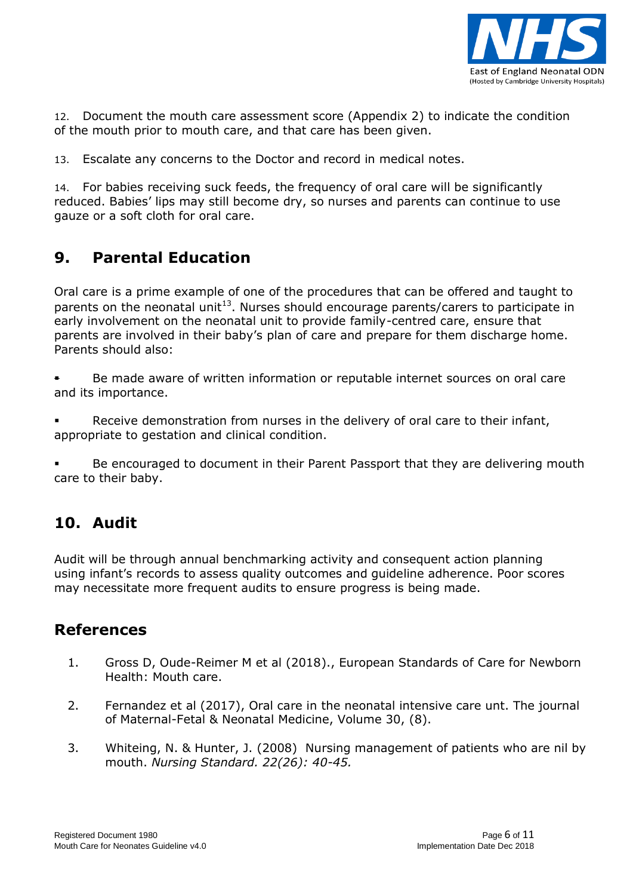12. Document the mouth care assessment score (Appendix 2) to indicate the condition of the mouth prior to mouth care, and that care has been given.

13. Escalate any concerns to the Doctor and record in medical notes.

14. For babies receiving suck feeds, the frequency of oral care will be significantly reduced. Babies' lips may still become dry, so nurses and parents can continue to use gauze or a soft cloth for oral care.

## 9. Parental Education

Oral care is a prime example of one of the procedures that can be offered and taught to parents on the neonatal unit[13]. Nurses should encourage parents/carers to participate in early involvement on the neonatal unit to provide family-centred care, ensure that parents are involved in their baby's plan of care and prepare for them discharge home. Parents should also:

- Be made aware of written information or reputable internet sources on oral care and its importance.
- Receive demonstration from nurses in the delivery of oral care to their infant, appropriate to gestation and clinical condition.
- Be encouraged to document in their Parent Passport that they are delivering mouth care to their baby.

## 10. Audit

Audit will be through annual benchmarking activity and consequent action planning using infant's records to assess quality outcomes and guideline adherence. Poor scores may necessitate more frequent audits to ensure progress is being made.

## References

1. Gross D, Oude-Reimer M et al (2018)., European Standards of Care for Newborn Health: Mouth care.
2. Fernandez et al (2017), Oral care in the neonatal intensive care unt. The journal of Maternal-Fetal & Neonatal Medicine, Volume 30, (8).
3. Whiteing, N. & Hunter, J. (2008) Nursing management of patients who are nil by mouth. *Nursing Standard. 22(26): 40-45.*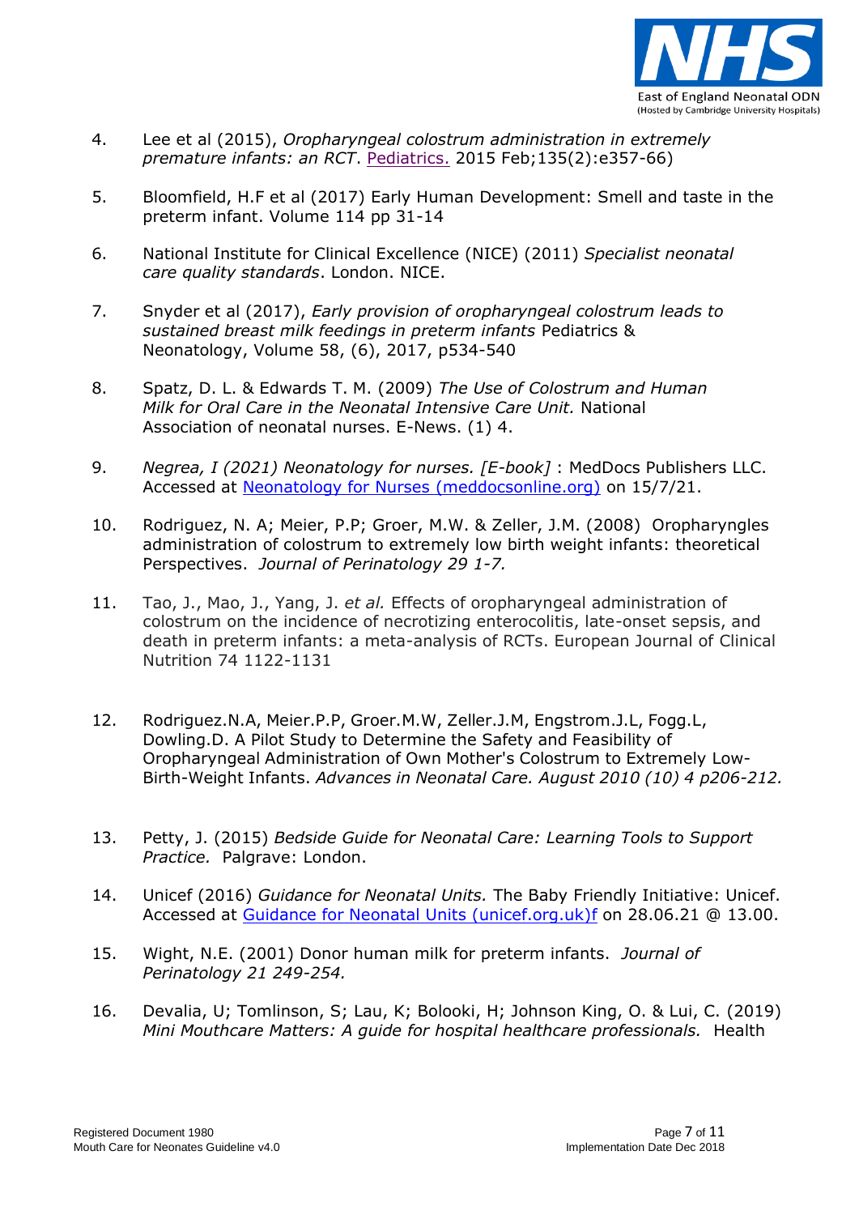4. Lee et al (2015), *Oropharyngeal colostrum administration in extremely premature infants: an RCT*. Pediatrics. 2015 Feb;135(2):e357-66)

5. Bloomfield, H.F et al (2017) Early Human Development: Smell and taste in the preterm infant. Volume 114 pp 31-14

6. National Institute for Clinical Excellence (NICE) (2011) *Specialist neonatal care quality standards*. London. NICE.

7. Snyder et al (2017), *Early provision of oropharyngeal colostrum leads to sustained breast milk feedings in preterm infants* Pediatrics & Neonatology, Volume 58, (6), 2017, p534-540

8. Spatz, D. L. & Edwards T. M. (2009) *The Use of Colostrum and Human Milk for Oral Care in the Neonatal Intensive Care Unit.* National Association of neonatal nurses. E-News. (1) 4.

9. *Negrea, I (2021) Neonatology for nurses. [E-book]* : MedDocs Publishers LLC. Accessed at Neonatology for Nurses (meddocsonline.org) on 15/7/21.

10. Rodriguez, N. A; Meier, P.P; Groer, M.W. & Zeller, J.M. (2008) Oropharyngles administration of colostrum to extremely low birth weight infants: theoretical Perspectives. *Journal of Perinatology 29 1-7.*

11. Tao, J., Mao, J., Yang, J. *et al.* Effects of oropharyngeal administration of colostrum on the incidence of necrotizing enterocolitis, late-onset sepsis, and death in preterm infants: a meta-analysis of RCTs. European Journal of Clinical Nutrition 74 1122-1131

12. Rodriguez.N.A, Meier.P.P, Groer.M.W, Zeller.J.M, Engstrom.J.L, Fogg.L, Dowling.D. A Pilot Study to Determine the Safety and Feasibility of Oropharyngeal Administration of Own Mother's Colostrum to Extremely Low-Birth-Weight Infants. *Advances in Neonatal Care. August 2010 (10) 4 p206-212.*

13. Petty, J. (2015) *Bedside Guide for Neonatal Care: Learning Tools to Support Practice.* Palgrave: London.

14. Unicef (2016) *Guidance for Neonatal Units.* The Baby Friendly Initiative: Unicef. Accessed at Guidance for Neonatal Units (unicef.org.uk)f on 28.06.21 @ 13.00.

15. Wight, N.E. (2001) Donor human milk for preterm infants. *Journal of Perinatology 21 249-254.*

16. Devalia, U; Tomlinson, S; Lau, K; Bolooki, H; Johnson King, O. & Lui, C. (2019) *Mini Mouthcare Matters: A guide for hospital healthcare professionals.* Health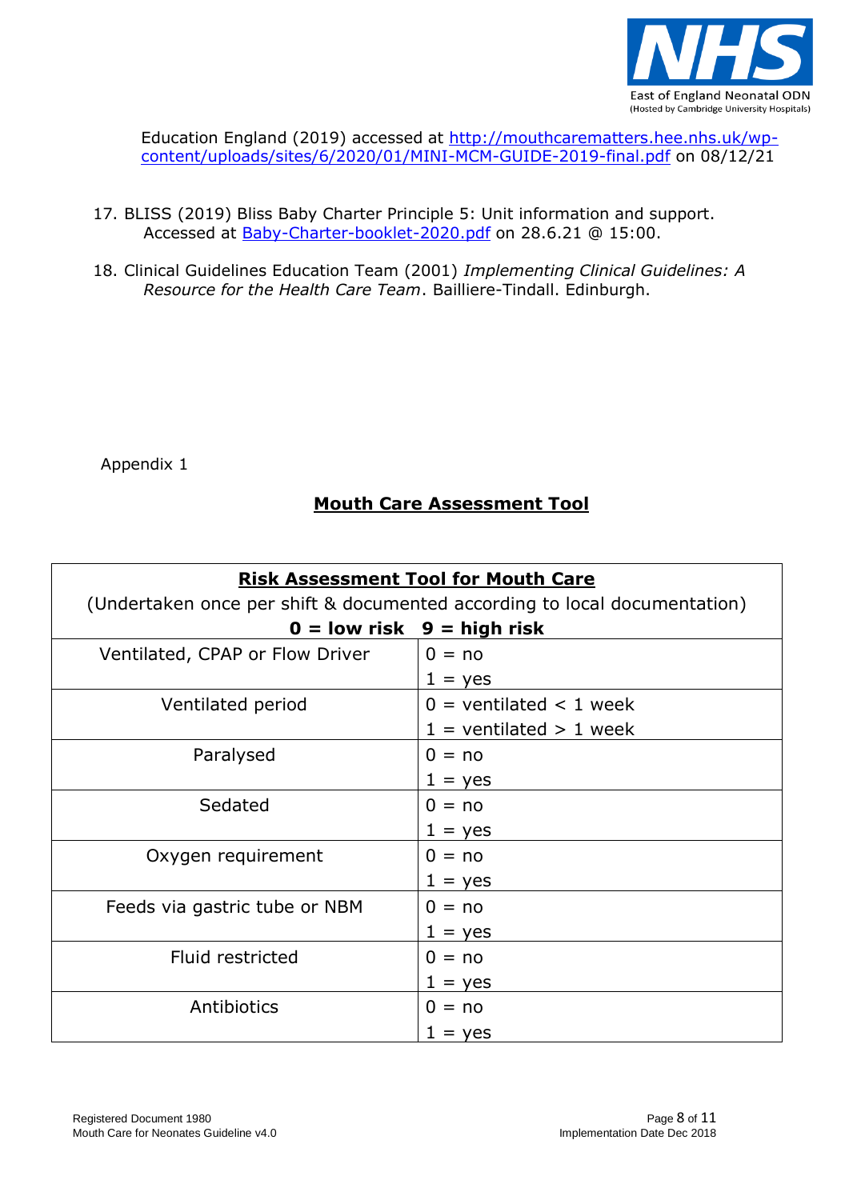Education England (2019) accessed at [http://mouthcarematters.hee.nhs.uk/wp-content/uploads/sites/6/2020/01/MINI-MCM-GUIDE-2019-final.pdf](http://mouthcarematters.hee.nhs.uk/wp-content/uploads/sites/6/2020/01/MINI-MCM-GUIDE-2019-final.pdf) on 08/12/21

17. BLISS (2019) Bliss Baby Charter Principle 5: Unit information and support. Accessed at Baby-Charter-booklet-2020.pdf on 28.6.21 @ 15:00.

18. Clinical Guidelines Education Team (2001) *Implementing Clinical Guidelines: A Resource for the Health Care Team*. Bailliere-Tindall. Edinburgh.

Appendix 1

## Mouth Care Assessment Tool

**Risk Assessment Tool for Mouth Care**

(Undertaken once per shift & documented according to local documentation)

**0 = low risk 9 = high risk**

| Factor | Score |
|---|---|
| Ventilated, CPAP or Flow Driver | 0 = no<br>1 = yes |
| Ventilated period | 0 = ventilated < 1 week<br>1 = ventilated > 1 week |
| Paralysed | 0 = no<br>1 = yes |
| Sedated | 0 = no<br>1 = yes |
| Oxygen requirement | 0 = no<br>1 = yes |
| Feeds via gastric tube or NBM | 0 = no<br>1 = yes |
| Fluid restricted | 0 = no<br>1 = yes |
| Antibiotics | 0 = no<br>1 = yes |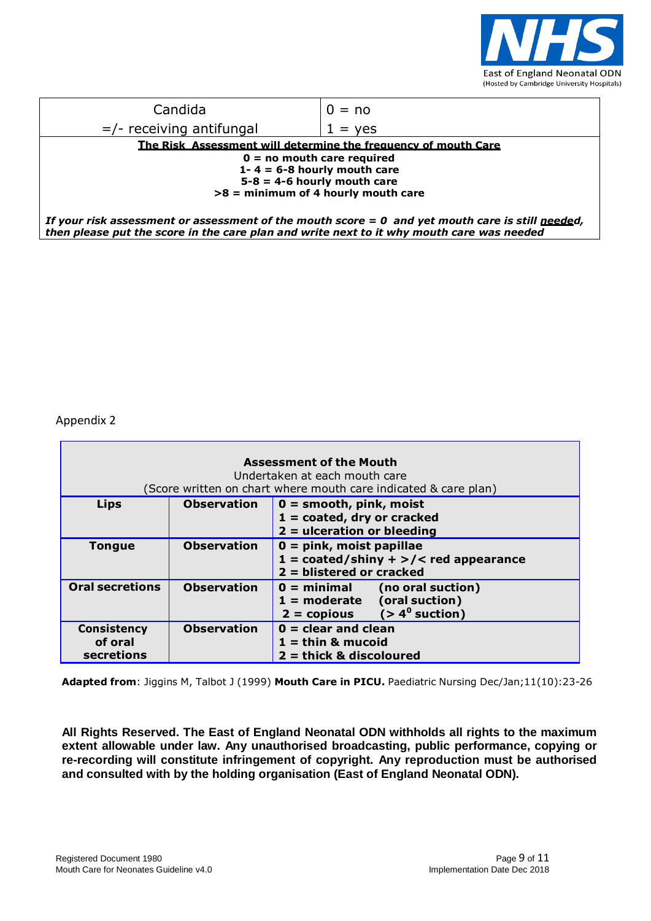| Candida =/- receiving antifungal | 0 = no 1 = yes |
|---|---|

**The Risk Assessment will determine the frequency of mouth Care**

**0 = no mouth care required**
**1- 4 = 6-8 hourly mouth care**
**5-8 = 4-6 hourly mouth care**
**>8 = minimum of 4 hourly mouth care**

***If your risk assessment or assessment of the mouth score = 0 and yet mouth care is still needed, then please put the score in the care plan and write next to it why mouth care was needed***

Appendix 2

| **Assessment of the Mouth** Undertaken at each mouth care (Score written on chart where mouth care indicated & care plan) | | |
|---|---|---|
| **Lips** | **Observation** | **0 = smooth, pink, moist** **1 = coated, dry or cracked** **2 = ulceration or bleeding** |
| **Tongue** | **Observation** | **0 = pink, moist papillae** **1 = coated/shiny + >/< red appearance** **2 = blistered or cracked** |
| **Oral secretions** | **Observation** | **0 = minimal (no oral suction)** **1 = moderate (oral suction)** **2 = copious (> $4^0$ suction)** |
| **Consistency of oral secretions** | **Observation** | **0 = clear and clean** **1 = thin & mucoid** **2 = thick & discoloured** |

**Adapted from**: Jiggins M, Talbot J (1999) **Mouth Care in PICU.** Paediatric Nursing Dec/Jan;11(10):23-26

**All Rights Reserved. The East of England Neonatal ODN withholds all rights to the maximum extent allowable under law. Any unauthorised broadcasting, public performance, copying or re-recording will constitute infringement of copyright. Any reproduction must be authorised and consulted with by the holding organisation (East of England Neonatal ODN).**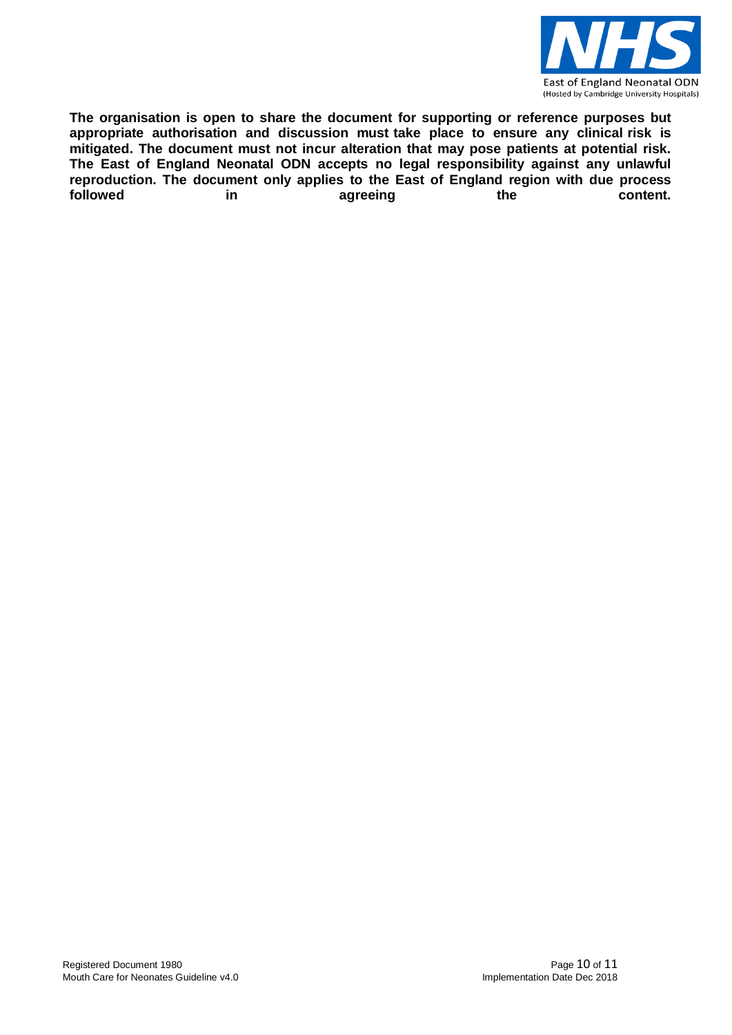**The organisation is open to share the document for supporting or reference purposes but appropriate authorisation and discussion must take place to ensure any clinical risk is mitigated. The document must not incur alteration that may pose patients at potential risk. The East of England Neonatal ODN accepts no legal responsibility against any unlawful reproduction. The document only applies to the East of England region with due process followed in agreeing the content.**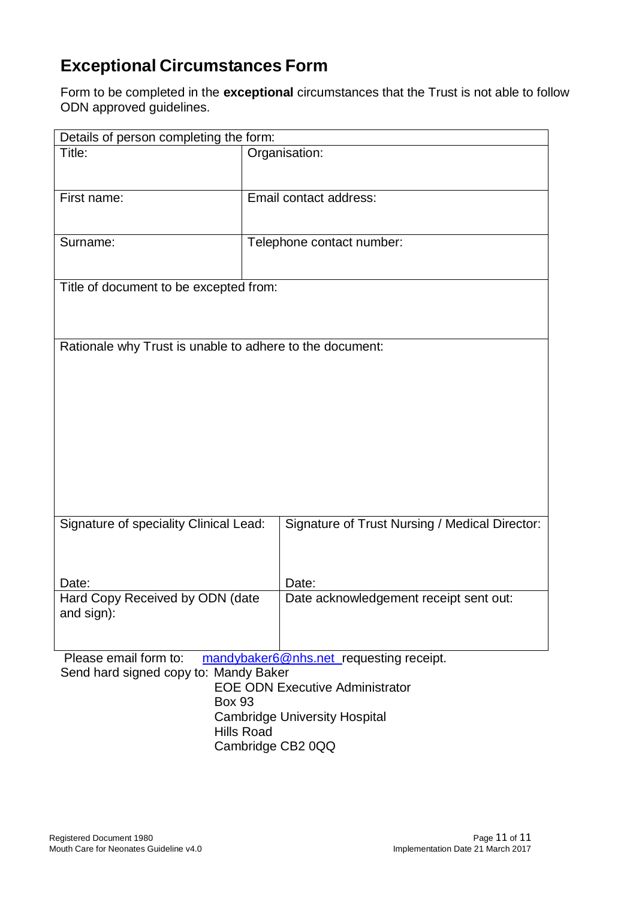# Exceptional Circumstances Form

Form to be completed in the **exceptional** circumstances that the Trust is not able to follow ODN approved guidelines.

| Details of person completing the form: | |
|---|---|
| Title: | Organisation: |
| First name: | Email contact address: |
| Surname: | Telephone contact number: |
| Title of document to be excepted from: | |
| Rationale why Trust is unable to adhere to the document: | |
| Signature of speciality Clinical Lead:<br><br>Date: | Signature of Trust Nursing / Medical Director:<br><br>Date: |
| Hard Copy Received by ODN (date and sign): | Date acknowledgement receipt sent out: |

Please email form to: mandybaker6@nhs.net requesting receipt.

Send hard signed copy to: Mandy Baker
EOE ODN Executive Administrator
Box 93
Cambridge University Hospital
Hills Road
Cambridge CB2 0QQ